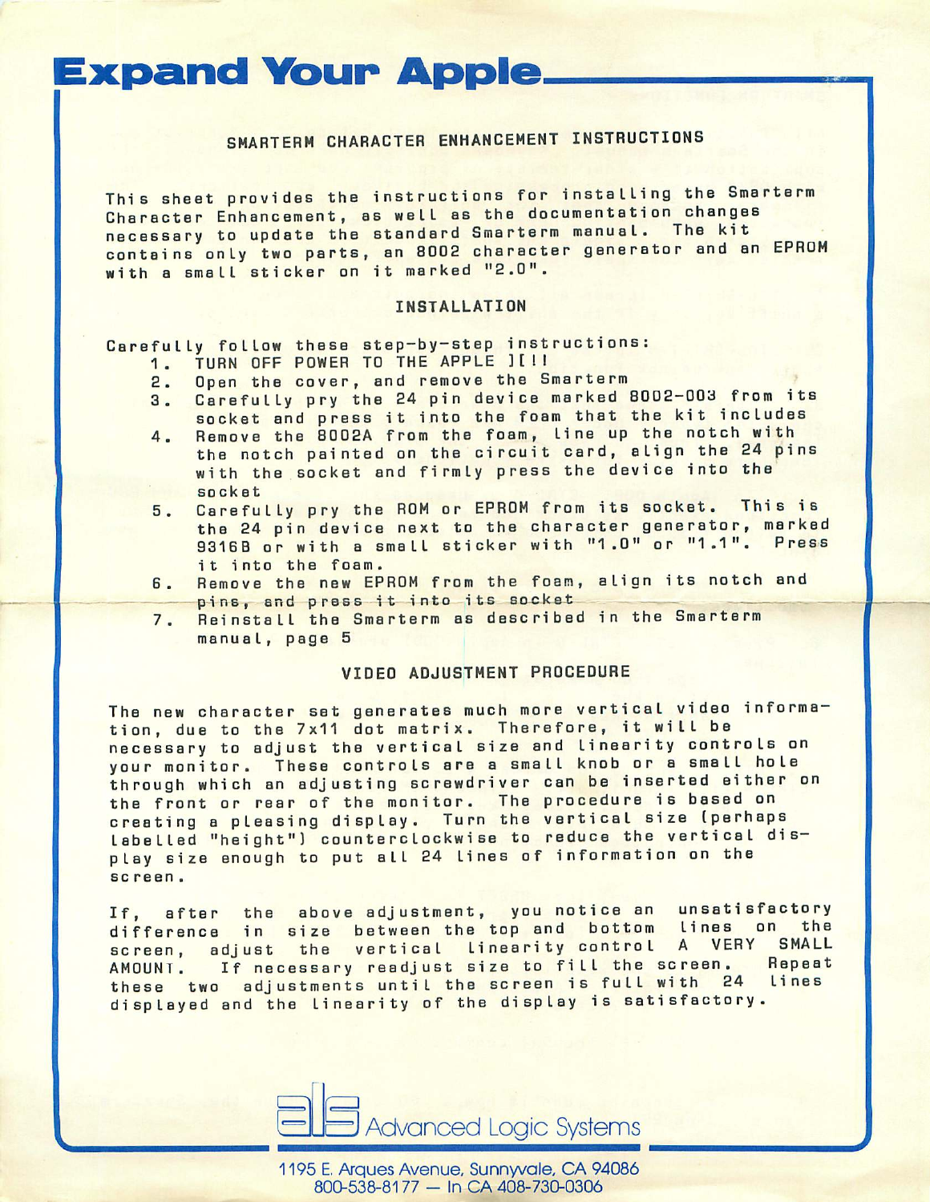# Expand Your Apple

## SMARTERM CHARACTER ENHANCEMENT INSTRUCTIONS

This sheet provides the instructions for installing the Smarterm Character Enhancement, as well as the documentation changes necessary to update the standard Smarterm manual. The kit contains only two parts, an 8002 character generator and an EPROM with a small sticker on it marked "2.0".

### INSTALLATION

Carefully follow these step-by-step instructions:

1. TURN OFF POWER TO THE APPLE ][!!
2. Open the cover, and remove the Smarterm
3. Carefully pry the 24 pin device marked 8002-003 from its socket and press it into the foam that the kit includes
4. Remove the 8002A from the foam, line up the notch with the notch painted on the circuit card, align the 24 pins with the socket and firmly press the device into the socket
5. Carefully pry the ROM or EPROM from its socket. This is the 24 pin device next to the character generator, marked 9316B or with a small sticker with "1.0" or "1.1". Press it into the foam.
6. Remove the new EPROM from the foam, align its notch and pins, and press it into its socket
7. Reinstall the Smarterm as described in the Smarterm manual, page 5

### VIDEO ADJUSTMENT PROCEDURE

The new character set generates much more vertical video information, due to the 7x11 dot matrix. Therefore, it will be necessary to adjust the vertical size and linearity controls on your monitor. These controls are a small knob or a small hole through which an adjusting screwdriver can be inserted either on the front or rear of the monitor. The procedure is based on creating a pleasing display. Turn the vertical size (perhaps labelled "height") counterclockwise to reduce the vertical display size enough to put all 24 lines of information on the screen.

If, after the above adjustment, you notice an unsatisfactory difference in size between the top and bottom lines on the screen, adjust the vertical linearity control A VERY SMALL AMOUNT. If necessary readjust size to fill the screen. Repeat these two adjustments until the screen is full with 24 lines displayed and the linearity of the display is satisfactory.

als Advanced Logic Systems

1195 E. Arques Avenue, Sunnyvale, CA 94086
800-538-8177 — In CA 408-730-0306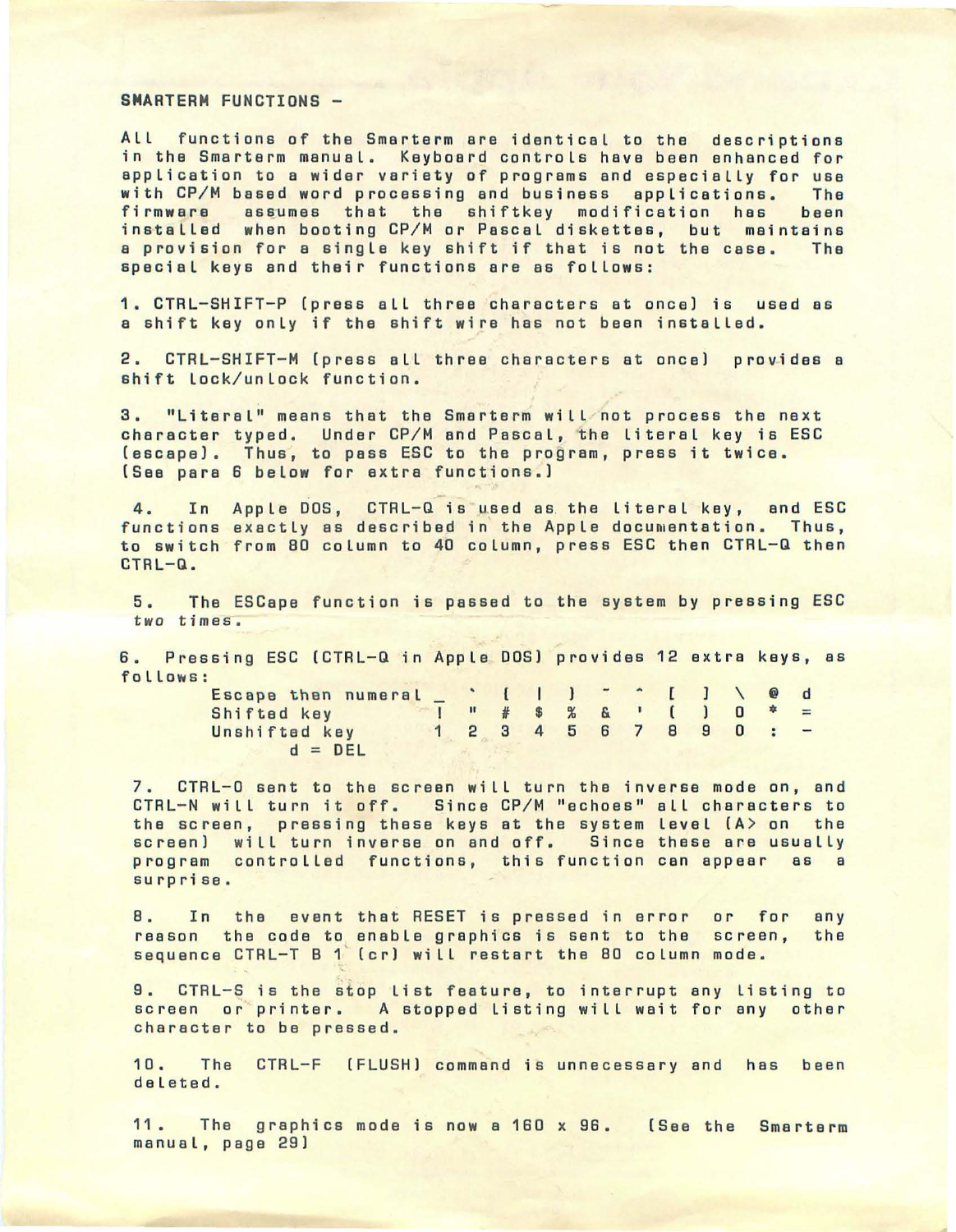SMARTERM FUNCTIONS -

All functions of the Smarterm are identical to the descriptions in the Smarterm manual. Keyboard controls have been enhanced for application to a wider variety of programs and especially for use with CP/M based word processing and business applications. The firmware assumes that the shiftkey modification has been installed when booting CP/M or Pascal diskettes, but maintains a provision for a single key shift if that is not the case. The special keys and their functions are as follows:

1. CTRL-SHIFT-P (press all three characters at once) is used as a shift key only if the shift wire has not been installed.

2. CTRL-SHIFT-M (press all three characters at once) provides a shift lock/unlock function.

3. "Literal" means that the Smarterm will not process the next character typed. Under CP/M and Pascal, the literal key is ESC (escape). Thus, to pass ESC to the program, press it twice. (See para 6 below for extra functions.)

4. In Apple DOS, CTRL-Q is used as the literal key, and ESC functions exactly as described in the Apple documentation. Thus, to switch from 80 column to 40 column, press ESC then CTRL-Q then CTRL-Q.

5. The ESCape function is passed to the system by pressing ESC two times.

6. Pressing ESC (CTRL-Q in Apple DOS) provides 12 extra keys, as follows:

| | | | | | | | | | | | | |
|---|---|---|---|---|---|---|---|---|---|---|---|---|
| Escape then numeral | _ | ` | { | \| | } | ~ | ^ | [ | ] | \ | @ | d |
| Shifted key | ! | " | # | $ | % | & | ' | ( | ) | 0 | * | = |
| Unshifted key | 1 | 2 | 3 | 4 | 5 | 6 | 7 | 8 | 9 | 0 | : | - |

d = DEL

7. CTRL-O sent to the screen will turn the inverse mode on, and CTRL-N will turn it off. Since CP/M "echoes" all characters to the screen, pressing these keys at the system level (A> on the screen) will turn inverse on and off. Since these are usually program controlled functions, this function can appear as a surprise.

8. In the event that RESET is pressed in error or for any reason the code to enable graphics is sent to the screen, the sequence CTRL-T B 1 (cr) will restart the 80 column mode.

9. CTRL-S is the stop list feature, to interrupt any listing to screen or printer. A stopped listing will wait for any other character to be pressed.

10. The CTRL-F (FLUSH) command is unnecessary and has been deleted.

11. The graphics mode is now a 160 x 96. (See the Smarterm manual, page 29)